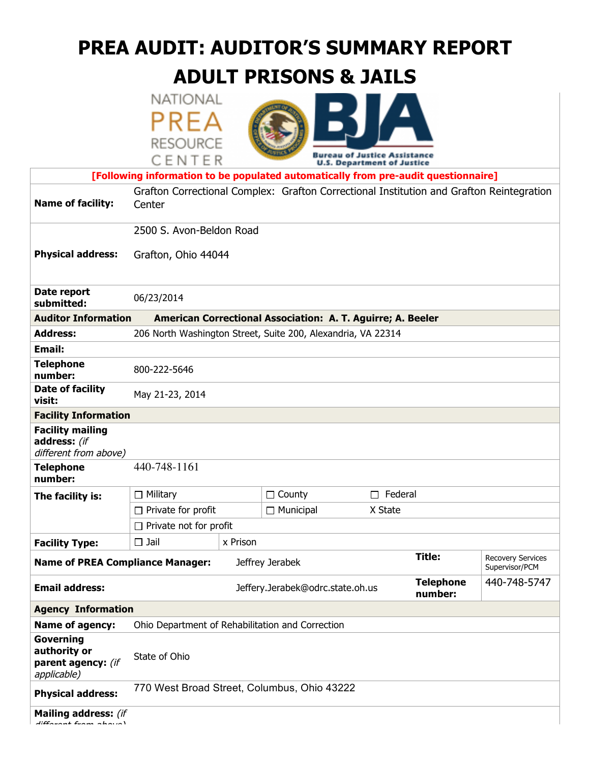# PREA AUDIT: AUDITOR'S SUMMARY REPORT
# ADULT PRISONS & JAILS

NATIONAL PREA RESOURCE CENTER

Bureau of Justice Assistance
U.S. Department of Justice

**[Following information to be populated automatically from pre-audit questionnaire]**

| | | | | |
|---|---|---|---|---|
| **Name of facility:** | Grafton Correctional Complex: Grafton Correctional Institution and Grafton Reintegration Center | | | |
| **Physical address:** | 2500 S. Avon-Beldon Road<br><br>Grafton, Ohio 44044 | | | |
| **Date report submitted:** | 06/23/2014 | | | |
| **Auditor Information** | **American Correctional Association: A. T. Aguirre; A. Beeler** | | | |
| **Address:** | 206 North Washington Street, Suite 200, Alexandria, VA 22314 | | | |
| **Email:** | | | | |
| **Telephone number:** | 800-222-5646 | | | |
| **Date of facility visit:** | May 21-23, 2014 | | | |
| **Facility Information** | | | | |
| **Facility mailing address:** *(if different from above)* | | | | |
| **Telephone number:** | 440-748-1161 | | | |
| **The facility is:** | ☐ Military | ☐ County | ☐ Federal | |
| | ☐ Private for profit | ☐ Municipal | X State | |
| | ☐ Private not for profit | | | |
| **Facility Type:** | ☐ Jail | x Prison | | |
| **Name of PREA Compliance Manager:** | Jeffrey Jerabek | | **Title:** | Recovery Services Supervisor/PCM |
| **Email address:** | Jeffery.Jerabek@odrc.state.oh.us | | **Telephone number:** | 440-748-5747 |
| **Agency Information** | | | | |
| **Name of agency:** | Ohio Department of Rehabilitation and Correction | | | |
| **Governing authority or parent agency:** *(if applicable)* | State of Ohio | | | |
| **Physical address:** | 770 West Broad Street, Columbus, Ohio 43222 | | | |
| **Mailing address:** *(if different from above)* | | | | |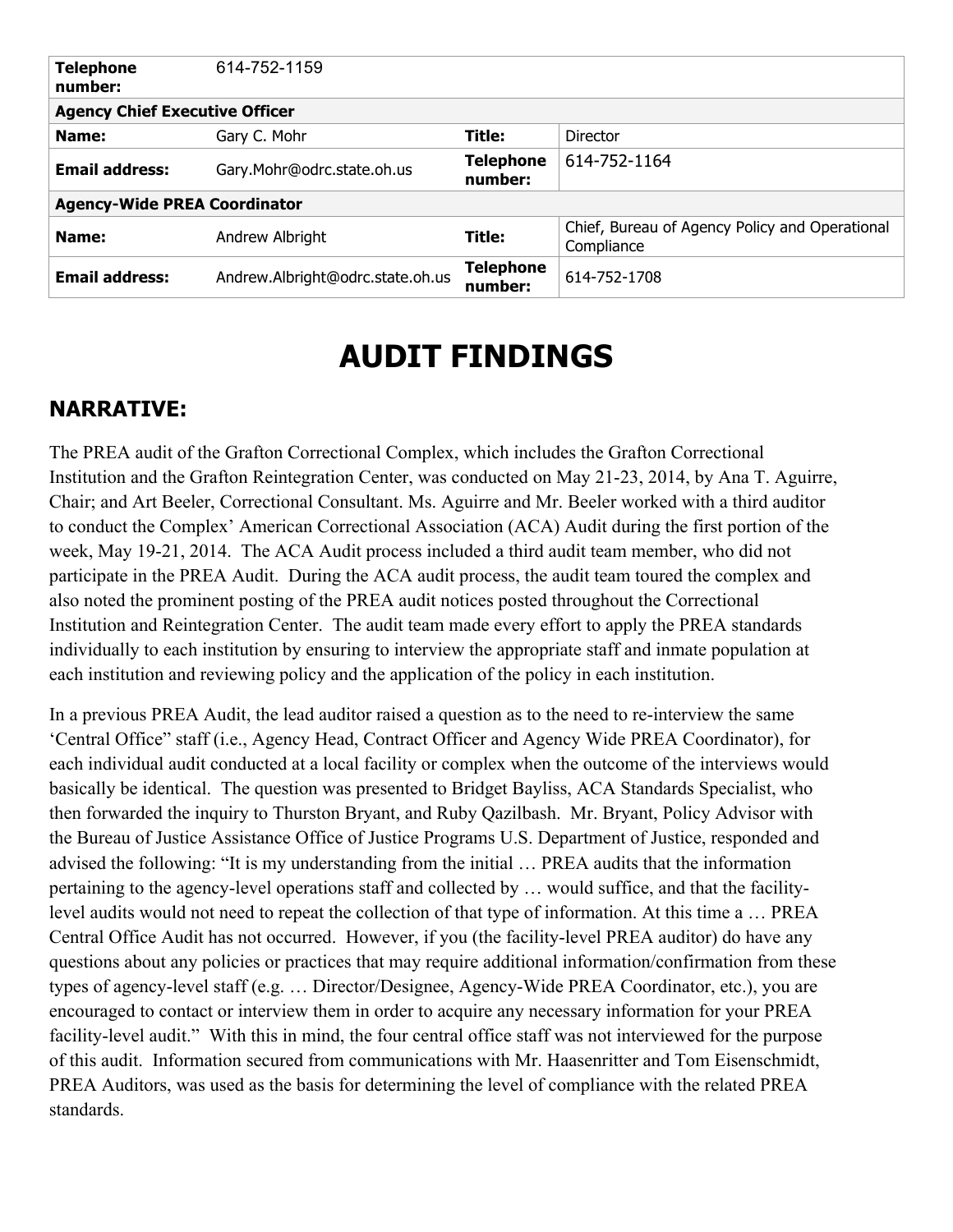| **Telephone number:** | 614-752-1159 | | |
|---|---|---|---|
| **Agency Chief Executive Officer** | | | |
| **Name:** | Gary C. Mohr | **Title:** | Director |
| **Email address:** | Gary.Mohr@odrc.state.oh.us | **Telephone number:** | 614-752-1164 |
| **Agency-Wide PREA Coordinator** | | | |
| **Name:** | Andrew Albright | **Title:** | Chief, Bureau of Agency Policy and Operational Compliance |
| **Email address:** | Andrew.Albright@odrc.state.oh.us | **Telephone number:** | 614-752-1708 |

# AUDIT FINDINGS

## NARRATIVE:

The PREA audit of the Grafton Correctional Complex, which includes the Grafton Correctional Institution and the Grafton Reintegration Center, was conducted on May 21-23, 2014, by Ana T. Aguirre, Chair; and Art Beeler, Correctional Consultant. Ms. Aguirre and Mr. Beeler worked with a third auditor to conduct the Complex' American Correctional Association (ACA) Audit during the first portion of the week, May 19-21, 2014. The ACA Audit process included a third audit team member, who did not participate in the PREA Audit. During the ACA audit process, the audit team toured the complex and also noted the prominent posting of the PREA audit notices posted throughout the Correctional Institution and Reintegration Center. The audit team made every effort to apply the PREA standards individually to each institution by ensuring to interview the appropriate staff and inmate population at each institution and reviewing policy and the application of the policy in each institution.

In a previous PREA Audit, the lead auditor raised a question as to the need to re-interview the same 'Central Office" staff (i.e., Agency Head, Contract Officer and Agency Wide PREA Coordinator), for each individual audit conducted at a local facility or complex when the outcome of the interviews would basically be identical. The question was presented to Bridget Bayliss, ACA Standards Specialist, who then forwarded the inquiry to Thurston Bryant, and Ruby Qazilbash. Mr. Bryant, Policy Advisor with the Bureau of Justice Assistance Office of Justice Programs U.S. Department of Justice, responded and advised the following: "It is my understanding from the initial … PREA audits that the information pertaining to the agency-level operations staff and collected by … would suffice, and that the facility-level audits would not need to repeat the collection of that type of information. At this time a … PREA Central Office Audit has not occurred. However, if you (the facility-level PREA auditor) do have any questions about any policies or practices that may require additional information/confirmation from these types of agency-level staff (e.g. … Director/Designee, Agency-Wide PREA Coordinator, etc.), you are encouraged to contact or interview them in order to acquire any necessary information for your PREA facility-level audit." With this in mind, the four central office staff was not interviewed for the purpose of this audit. Information secured from communications with Mr. Haasenritter and Tom Eisenschmidt, PREA Auditors, was used as the basis for determining the level of compliance with the related PREA standards.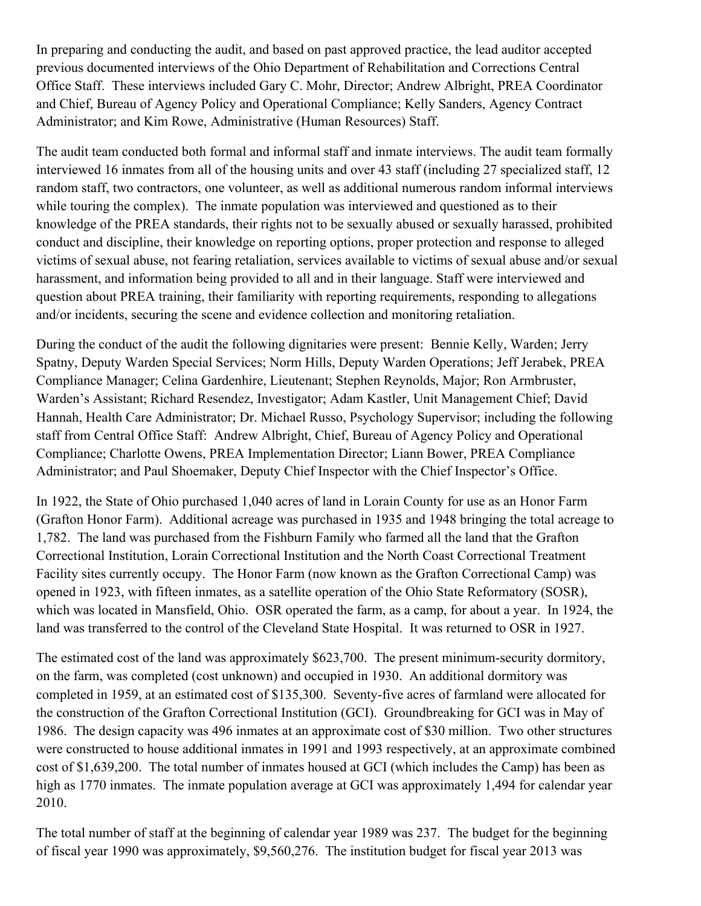In preparing and conducting the audit, and based on past approved practice, the lead auditor accepted previous documented interviews of the Ohio Department of Rehabilitation and Corrections Central Office Staff. These interviews included Gary C. Mohr, Director; Andrew Albright, PREA Coordinator and Chief, Bureau of Agency Policy and Operational Compliance; Kelly Sanders, Agency Contract Administrator; and Kim Rowe, Administrative (Human Resources) Staff.

The audit team conducted both formal and informal staff and inmate interviews. The audit team formally interviewed 16 inmates from all of the housing units and over 43 staff (including 27 specialized staff, 12 random staff, two contractors, one volunteer, as well as additional numerous random informal interviews while touring the complex). The inmate population was interviewed and questioned as to their knowledge of the PREA standards, their rights not to be sexually abused or sexually harassed, prohibited conduct and discipline, their knowledge on reporting options, proper protection and response to alleged victims of sexual abuse, not fearing retaliation, services available to victims of sexual abuse and/or sexual harassment, and information being provided to all and in their language. Staff were interviewed and question about PREA training, their familiarity with reporting requirements, responding to allegations and/or incidents, securing the scene and evidence collection and monitoring retaliation.

During the conduct of the audit the following dignitaries were present: Bennie Kelly, Warden; Jerry Spatny, Deputy Warden Special Services; Norm Hills, Deputy Warden Operations; Jeff Jerabek, PREA Compliance Manager; Celina Gardenhire, Lieutenant; Stephen Reynolds, Major; Ron Armbruster, Warden's Assistant; Richard Resendez, Investigator; Adam Kastler, Unit Management Chief; David Hannah, Health Care Administrator; Dr. Michael Russo, Psychology Supervisor; including the following staff from Central Office Staff: Andrew Albright, Chief, Bureau of Agency Policy and Operational Compliance; Charlotte Owens, PREA Implementation Director; Liann Bower, PREA Compliance Administrator; and Paul Shoemaker, Deputy Chief Inspector with the Chief Inspector's Office.

In 1922, the State of Ohio purchased 1,040 acres of land in Lorain County for use as an Honor Farm (Grafton Honor Farm). Additional acreage was purchased in 1935 and 1948 bringing the total acreage to 1,782. The land was purchased from the Fishburn Family who farmed all the land that the Grafton Correctional Institution, Lorain Correctional Institution and the North Coast Correctional Treatment Facility sites currently occupy. The Honor Farm (now known as the Grafton Correctional Camp) was opened in 1923, with fifteen inmates, as a satellite operation of the Ohio State Reformatory (SOSR), which was located in Mansfield, Ohio. OSR operated the farm, as a camp, for about a year. In 1924, the land was transferred to the control of the Cleveland State Hospital. It was returned to OSR in 1927.

The estimated cost of the land was approximately $623,700. The present minimum-security dormitory, on the farm, was completed (cost unknown) and occupied in 1930. An additional dormitory was completed in 1959, at an estimated cost of $135,300. Seventy-five acres of farmland were allocated for the construction of the Grafton Correctional Institution (GCI). Groundbreaking for GCI was in May of 1986. The design capacity was 496 inmates at an approximate cost of $30 million. Two other structures were constructed to house additional inmates in 1991 and 1993 respectively, at an approximate combined cost of $1,639,200. The total number of inmates housed at GCI (which includes the Camp) has been as high as 1770 inmates. The inmate population average at GCI was approximately 1,494 for calendar year 2010.

The total number of staff at the beginning of calendar year 1989 was 237. The budget for the beginning of fiscal year 1990 was approximately, $9,560,276. The institution budget for fiscal year 2013 was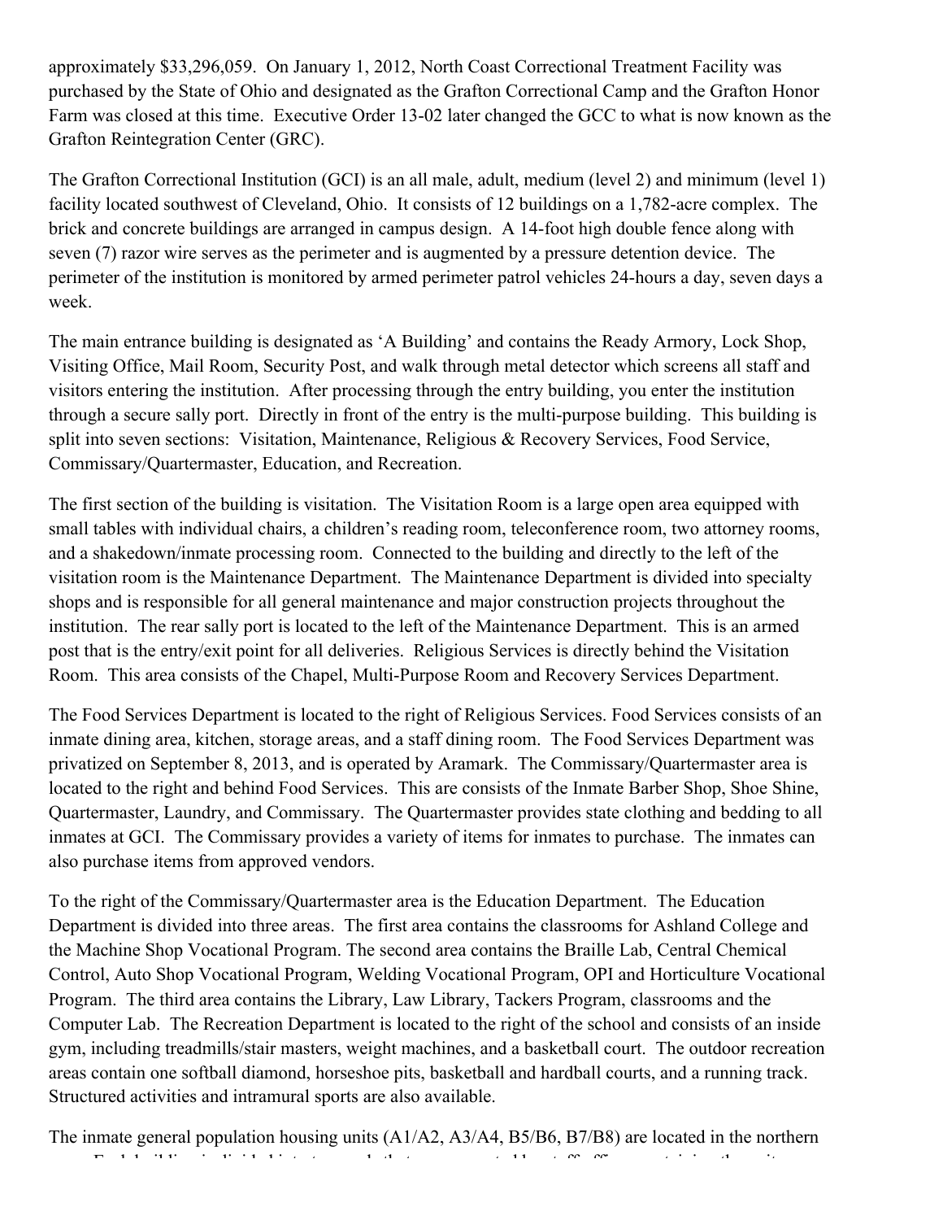approximately $33,296,059. On January 1, 2012, North Coast Correctional Treatment Facility was purchased by the State of Ohio and designated as the Grafton Correctional Camp and the Grafton Honor Farm was closed at this time. Executive Order 13-02 later changed the GCC to what is now known as the Grafton Reintegration Center (GRC).

The Grafton Correctional Institution (GCI) is an all male, adult, medium (level 2) and minimum (level 1) facility located southwest of Cleveland, Ohio. It consists of 12 buildings on a 1,782-acre complex. The brick and concrete buildings are arranged in campus design. A 14-foot high double fence along with seven (7) razor wire serves as the perimeter and is augmented by a pressure detention device. The perimeter of the institution is monitored by armed perimeter patrol vehicles 24-hours a day, seven days a week.

The main entrance building is designated as 'A Building' and contains the Ready Armory, Lock Shop, Visiting Office, Mail Room, Security Post, and walk through metal detector which screens all staff and visitors entering the institution. After processing through the entry building, you enter the institution through a secure sally port. Directly in front of the entry is the multi-purpose building. This building is split into seven sections: Visitation, Maintenance, Religious & Recovery Services, Food Service, Commissary/Quartermaster, Education, and Recreation.

The first section of the building is visitation. The Visitation Room is a large open area equipped with small tables with individual chairs, a children's reading room, teleconference room, two attorney rooms, and a shakedown/inmate processing room. Connected to the building and directly to the left of the visitation room is the Maintenance Department. The Maintenance Department is divided into specialty shops and is responsible for all general maintenance and major construction projects throughout the institution. The rear sally port is located to the left of the Maintenance Department. This is an armed post that is the entry/exit point for all deliveries. Religious Services is directly behind the Visitation Room. This area consists of the Chapel, Multi-Purpose Room and Recovery Services Department.

The Food Services Department is located to the right of Religious Services. Food Services consists of an inmate dining area, kitchen, storage areas, and a staff dining room. The Food Services Department was privatized on September 8, 2013, and is operated by Aramark. The Commissary/Quartermaster area is located to the right and behind Food Services. This are consists of the Inmate Barber Shop, Shoe Shine, Quartermaster, Laundry, and Commissary. The Quartermaster provides state clothing and bedding to all inmates at GCI. The Commissary provides a variety of items for inmates to purchase. The inmates can also purchase items from approved vendors.

To the right of the Commissary/Quartermaster area is the Education Department. The Education Department is divided into three areas. The first area contains the classrooms for Ashland College and the Machine Shop Vocational Program. The second area contains the Braille Lab, Central Chemical Control, Auto Shop Vocational Program, Welding Vocational Program, OPI and Horticulture Vocational Program. The third area contains the Library, Law Library, Tackers Program, classrooms and the Computer Lab. The Recreation Department is located to the right of the school and consists of an inside gym, including treadmills/stair masters, weight machines, and a basketball court. The outdoor recreation areas contain one softball diamond, horseshoe pits, basketball and hardball courts, and a running track. Structured activities and intramural sports are also available.

The inmate general population housing units (A1/A2, A3/A4, B5/B6, B7/B8) are located in the northern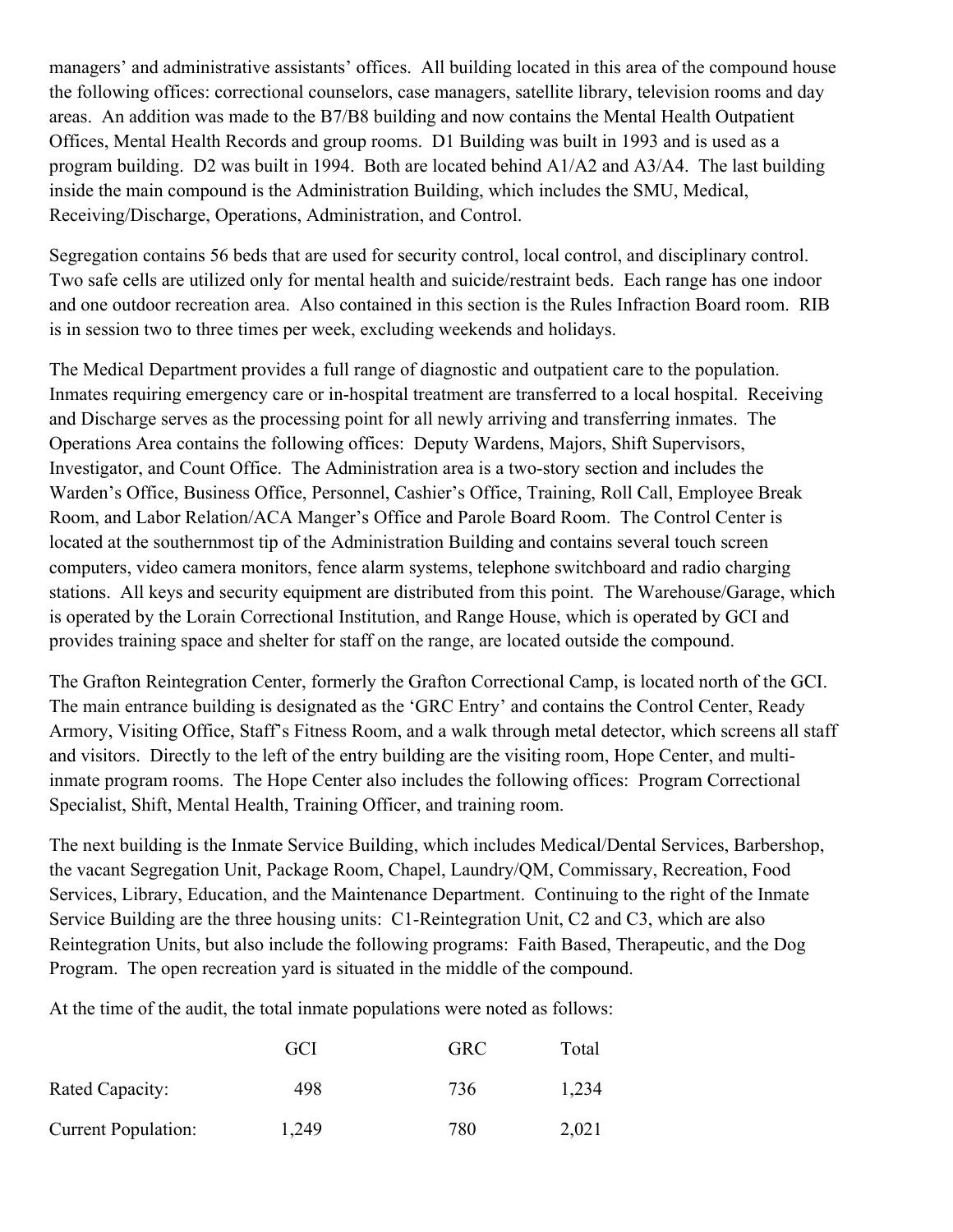managers' and administrative assistants' offices. All building located in this area of the compound house the following offices: correctional counselors, case managers, satellite library, television rooms and day areas. An addition was made to the B7/B8 building and now contains the Mental Health Outpatient Offices, Mental Health Records and group rooms. D1 Building was built in 1993 and is used as a program building. D2 was built in 1994. Both are located behind A1/A2 and A3/A4. The last building inside the main compound is the Administration Building, which includes the SMU, Medical, Receiving/Discharge, Operations, Administration, and Control.

Segregation contains 56 beds that are used for security control, local control, and disciplinary control. Two safe cells are utilized only for mental health and suicide/restraint beds. Each range has one indoor and one outdoor recreation area. Also contained in this section is the Rules Infraction Board room. RIB is in session two to three times per week, excluding weekends and holidays.

The Medical Department provides a full range of diagnostic and outpatient care to the population. Inmates requiring emergency care or in-hospital treatment are transferred to a local hospital. Receiving and Discharge serves as the processing point for all newly arriving and transferring inmates. The Operations Area contains the following offices: Deputy Wardens, Majors, Shift Supervisors, Investigator, and Count Office. The Administration area is a two-story section and includes the Warden's Office, Business Office, Personnel, Cashier's Office, Training, Roll Call, Employee Break Room, and Labor Relation/ACA Manger's Office and Parole Board Room. The Control Center is located at the southernmost tip of the Administration Building and contains several touch screen computers, video camera monitors, fence alarm systems, telephone switchboard and radio charging stations. All keys and security equipment are distributed from this point. The Warehouse/Garage, which is operated by the Lorain Correctional Institution, and Range House, which is operated by GCI and provides training space and shelter for staff on the range, are located outside the compound.

The Grafton Reintegration Center, formerly the Grafton Correctional Camp, is located north of the GCI. The main entrance building is designated as the 'GRC Entry' and contains the Control Center, Ready Armory, Visiting Office, Staff's Fitness Room, and a walk through metal detector, which screens all staff and visitors. Directly to the left of the entry building are the visiting room, Hope Center, and multi-inmate program rooms. The Hope Center also includes the following offices: Program Correctional Specialist, Shift, Mental Health, Training Officer, and training room.

The next building is the Inmate Service Building, which includes Medical/Dental Services, Barbershop, the vacant Segregation Unit, Package Room, Chapel, Laundry/QM, Commissary, Recreation, Food Services, Library, Education, and the Maintenance Department. Continuing to the right of the Inmate Service Building are the three housing units: C1-Reintegration Unit, C2 and C3, which are also Reintegration Units, but also include the following programs: Faith Based, Therapeutic, and the Dog Program. The open recreation yard is situated in the middle of the compound.

At the time of the audit, the total inmate populations were noted as follows:

| | GCI | GRC | Total |
|---|---|---|---|
| Rated Capacity: | 498 | 736 | 1,234 |
| Current Population: | 1,249 | 780 | 2,021 |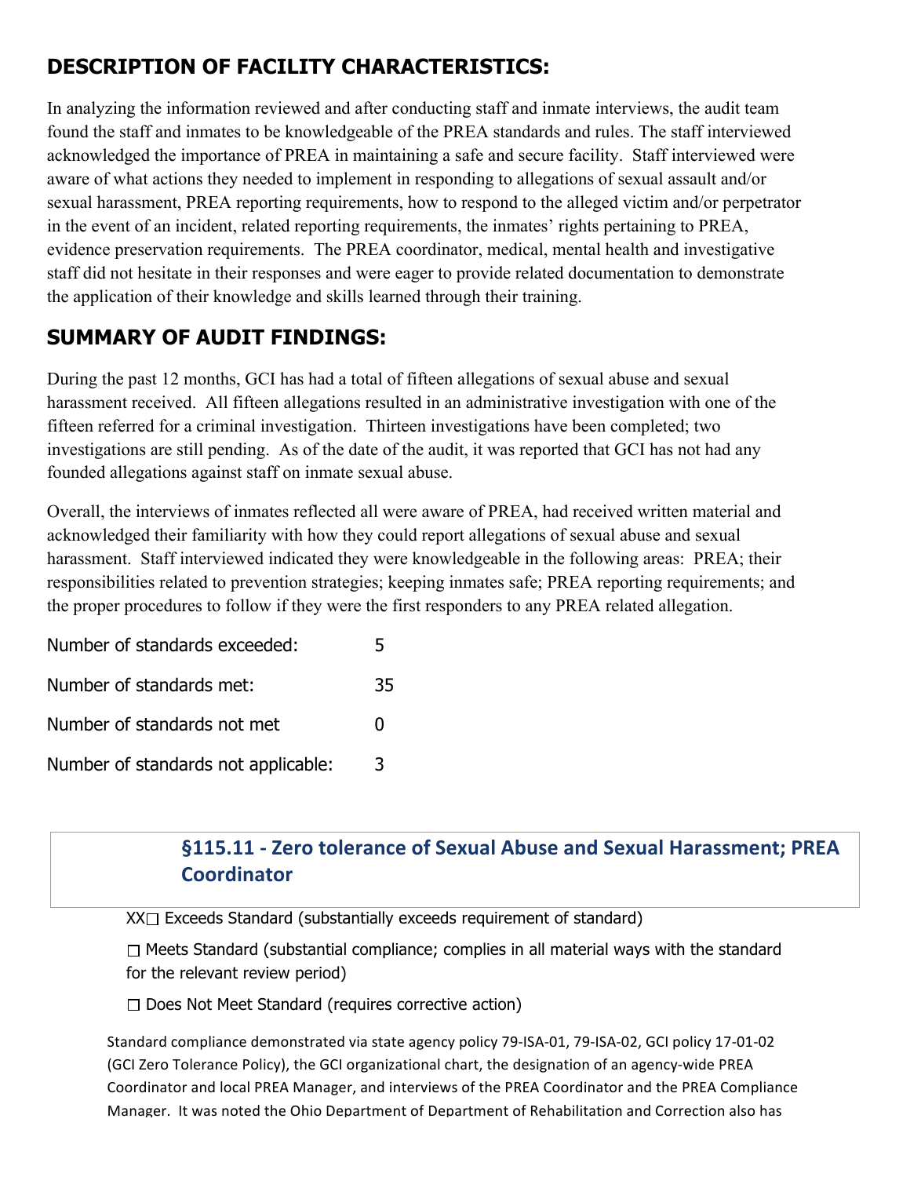## DESCRIPTION OF FACILITY CHARACTERISTICS:

In analyzing the information reviewed and after conducting staff and inmate interviews, the audit team found the staff and inmates to be knowledgeable of the PREA standards and rules. The staff interviewed acknowledged the importance of PREA in maintaining a safe and secure facility. Staff interviewed were aware of what actions they needed to implement in responding to allegations of sexual assault and/or sexual harassment, PREA reporting requirements, how to respond to the alleged victim and/or perpetrator in the event of an incident, related reporting requirements, the inmates' rights pertaining to PREA, evidence preservation requirements. The PREA coordinator, medical, mental health and investigative staff did not hesitate in their responses and were eager to provide related documentation to demonstrate the application of their knowledge and skills learned through their training.

## SUMMARY OF AUDIT FINDINGS:

During the past 12 months, GCI has had a total of fifteen allegations of sexual abuse and sexual harassment received. All fifteen allegations resulted in an administrative investigation with one of the fifteen referred for a criminal investigation. Thirteen investigations have been completed; two investigations are still pending. As of the date of the audit, it was reported that GCI has not had any founded allegations against staff on inmate sexual abuse.

Overall, the interviews of inmates reflected all were aware of PREA, had received written material and acknowledged their familiarity with how they could report allegations of sexual abuse and sexual harassment. Staff interviewed indicated they were knowledgeable in the following areas: PREA; their responsibilities related to prevention strategies; keeping inmates safe; PREA reporting requirements; and the proper procedures to follow if they were the first responders to any PREA related allegation.

| | |
|---|---|
| Number of standards exceeded: | 5 |
| Number of standards met: | 35 |
| Number of standards not met | 0 |
| Number of standards not applicable: | 3 |

### §115.11 - Zero tolerance of Sexual Abuse and Sexual Harassment; PREA Coordinator

XX☐ Exceeds Standard (substantially exceeds requirement of standard)

☐ Meets Standard (substantial compliance; complies in all material ways with the standard for the relevant review period)

☐ Does Not Meet Standard (requires corrective action)

Standard compliance demonstrated via state agency policy 79-ISA-01, 79-ISA-02, GCI policy 17-01-02 (GCI Zero Tolerance Policy), the GCI organizational chart, the designation of an agency-wide PREA Coordinator and local PREA Manager, and interviews of the PREA Coordinator and the PREA Compliance Manager. It was noted the Ohio Department of Department of Rehabilitation and Correction also has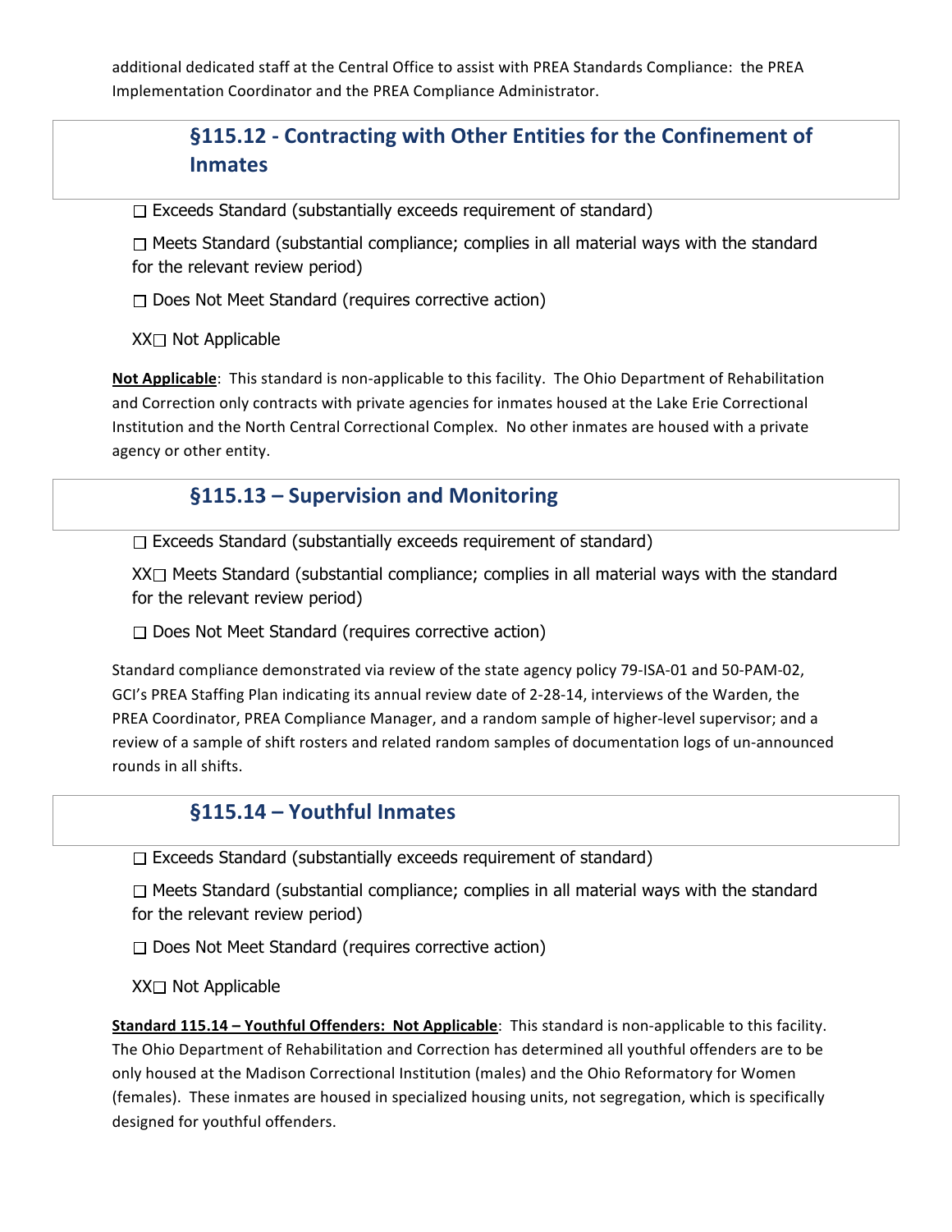additional dedicated staff at the Central Office to assist with PREA Standards Compliance: the PREA Implementation Coordinator and the PREA Compliance Administrator.

## §115.12 - Contracting with Other Entities for the Confinement of Inmates

☐ Exceeds Standard (substantially exceeds requirement of standard)

☐ Meets Standard (substantial compliance; complies in all material ways with the standard for the relevant review period)

☐ Does Not Meet Standard (requires corrective action)

XX☐ Not Applicable

**Not Applicable**: This standard is non-applicable to this facility. The Ohio Department of Rehabilitation and Correction only contracts with private agencies for inmates housed at the Lake Erie Correctional Institution and the North Central Correctional Complex. No other inmates are housed with a private agency or other entity.

## §115.13 – Supervision and Monitoring

☐ Exceeds Standard (substantially exceeds requirement of standard)

XX☐ Meets Standard (substantial compliance; complies in all material ways with the standard for the relevant review period)

☐ Does Not Meet Standard (requires corrective action)

Standard compliance demonstrated via review of the state agency policy 79-ISA-01 and 50-PAM-02, GCI's PREA Staffing Plan indicating its annual review date of 2-28-14, interviews of the Warden, the PREA Coordinator, PREA Compliance Manager, and a random sample of higher-level supervisor; and a review of a sample of shift rosters and related random samples of documentation logs of un-announced rounds in all shifts.

## §115.14 – Youthful Inmates

☐ Exceeds Standard (substantially exceeds requirement of standard)

☐ Meets Standard (substantial compliance; complies in all material ways with the standard for the relevant review period)

☐ Does Not Meet Standard (requires corrective action)

XX☐ Not Applicable

**Standard 115.14 – Youthful Offenders: Not Applicable**: This standard is non-applicable to this facility. The Ohio Department of Rehabilitation and Correction has determined all youthful offenders are to be only housed at the Madison Correctional Institution (males) and the Ohio Reformatory for Women (females). These inmates are housed in specialized housing units, not segregation, which is specifically designed for youthful offenders.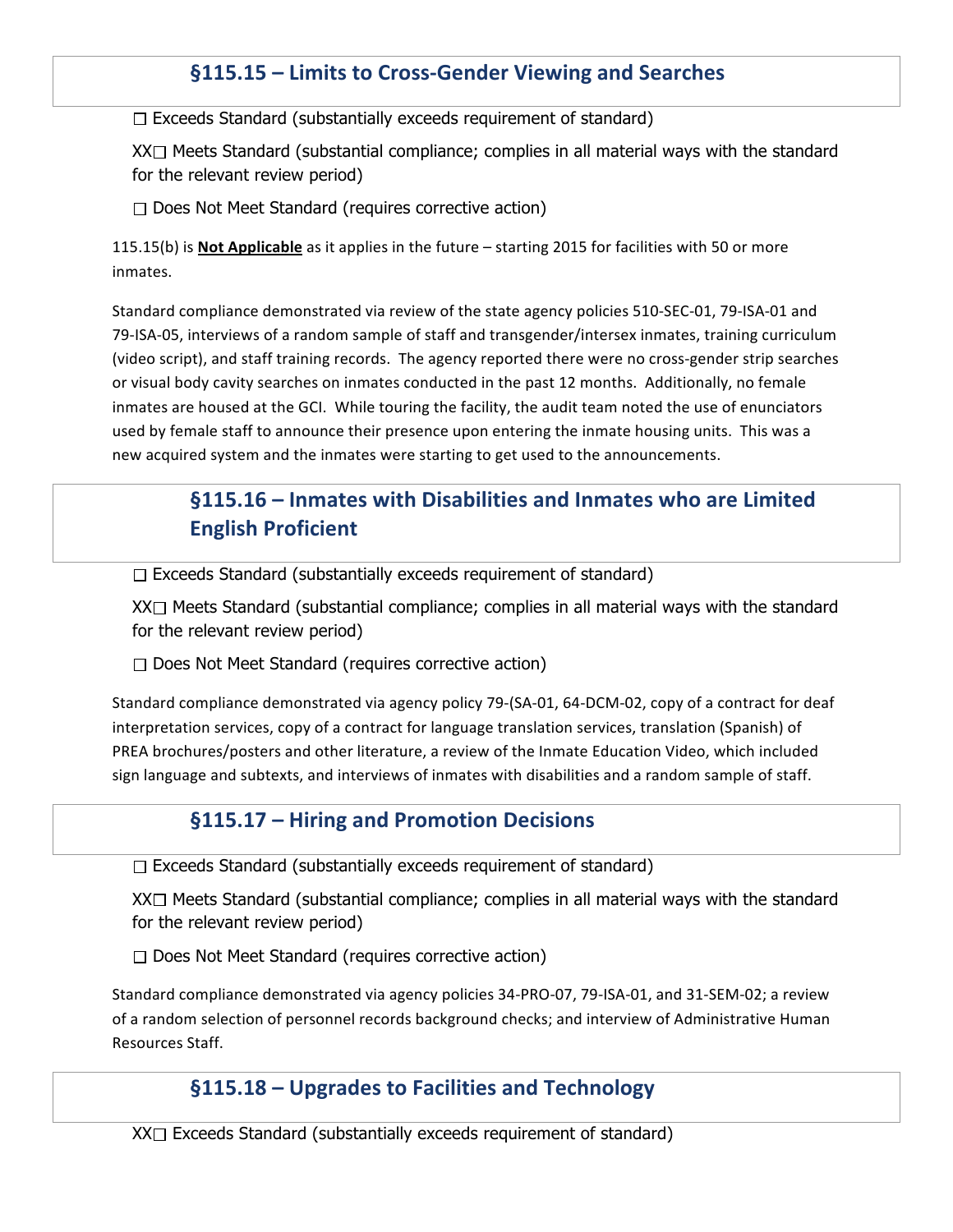## §115.15 – Limits to Cross-Gender Viewing and Searches

☐ Exceeds Standard (substantially exceeds requirement of standard)

XX☐ Meets Standard (substantial compliance; complies in all material ways with the standard for the relevant review period)

☐ Does Not Meet Standard (requires corrective action)

115.15(b) is **Not Applicable** as it applies in the future – starting 2015 for facilities with 50 or more inmates.

Standard compliance demonstrated via review of the state agency policies 510-SEC-01, 79-ISA-01 and 79-ISA-05, interviews of a random sample of staff and transgender/intersex inmates, training curriculum (video script), and staff training records. The agency reported there were no cross-gender strip searches or visual body cavity searches on inmates conducted in the past 12 months. Additionally, no female inmates are housed at the GCI. While touring the facility, the audit team noted the use of enunciators used by female staff to announce their presence upon entering the inmate housing units. This was a new acquired system and the inmates were starting to get used to the announcements.

## §115.16 – Inmates with Disabilities and Inmates who are Limited English Proficient

☐ Exceeds Standard (substantially exceeds requirement of standard)

XX☐ Meets Standard (substantial compliance; complies in all material ways with the standard for the relevant review period)

☐ Does Not Meet Standard (requires corrective action)

Standard compliance demonstrated via agency policy 79-(SA-01, 64-DCM-02, copy of a contract for deaf interpretation services, copy of a contract for language translation services, translation (Spanish) of PREA brochures/posters and other literature, a review of the Inmate Education Video, which included sign language and subtexts, and interviews of inmates with disabilities and a random sample of staff.

## §115.17 – Hiring and Promotion Decisions

☐ Exceeds Standard (substantially exceeds requirement of standard)

XX☐ Meets Standard (substantial compliance; complies in all material ways with the standard for the relevant review period)

☐ Does Not Meet Standard (requires corrective action)

Standard compliance demonstrated via agency policies 34-PRO-07, 79-ISA-01, and 31-SEM-02; a review of a random selection of personnel records background checks; and interview of Administrative Human Resources Staff.

## §115.18 – Upgrades to Facilities and Technology

XX☐ Exceeds Standard (substantially exceeds requirement of standard)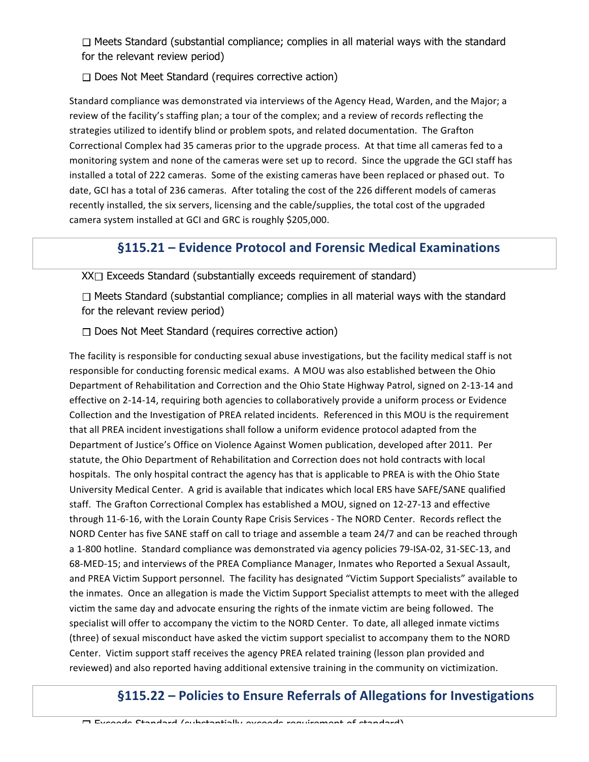☐ Meets Standard (substantial compliance; complies in all material ways with the standard for the relevant review period)

☐ Does Not Meet Standard (requires corrective action)

Standard compliance was demonstrated via interviews of the Agency Head, Warden, and the Major; a review of the facility's staffing plan; a tour of the complex; and a review of records reflecting the strategies utilized to identify blind or problem spots, and related documentation. The Grafton Correctional Complex had 35 cameras prior to the upgrade process. At that time all cameras fed to a monitoring system and none of the cameras were set up to record. Since the upgrade the GCI staff has installed a total of 222 cameras. Some of the existing cameras have been replaced or phased out. To date, GCI has a total of 236 cameras. After totaling the cost of the 226 different models of cameras recently installed, the six servers, licensing and the cable/supplies, the total cost of the upgraded camera system installed at GCI and GRC is roughly $205,000.

## §115.21 – Evidence Protocol and Forensic Medical Examinations

XX☐ Exceeds Standard (substantially exceeds requirement of standard)

☐ Meets Standard (substantial compliance; complies in all material ways with the standard for the relevant review period)

☐ Does Not Meet Standard (requires corrective action)

The facility is responsible for conducting sexual abuse investigations, but the facility medical staff is not responsible for conducting forensic medical exams. A MOU was also established between the Ohio Department of Rehabilitation and Correction and the Ohio State Highway Patrol, signed on 2-13-14 and effective on 2-14-14, requiring both agencies to collaboratively provide a uniform process or Evidence Collection and the Investigation of PREA related incidents. Referenced in this MOU is the requirement that all PREA incident investigations shall follow a uniform evidence protocol adapted from the Department of Justice's Office on Violence Against Women publication, developed after 2011. Per statute, the Ohio Department of Rehabilitation and Correction does not hold contracts with local hospitals. The only hospital contract the agency has that is applicable to PREA is with the Ohio State University Medical Center. A grid is available that indicates which local ERS have SAFE/SANE qualified staff. The Grafton Correctional Complex has established a MOU, signed on 12-27-13 and effective through 11-6-16, with the Lorain County Rape Crisis Services - The NORD Center. Records reflect the NORD Center has five SANE staff on call to triage and assemble a team 24/7 and can be reached through a 1-800 hotline. Standard compliance was demonstrated via agency policies 79-ISA-02, 31-SEC-13, and 68-MED-15; and interviews of the PREA Compliance Manager, Inmates who Reported a Sexual Assault, and PREA Victim Support personnel. The facility has designated "Victim Support Specialists" available to the inmates. Once an allegation is made the Victim Support Specialist attempts to meet with the alleged victim the same day and advocate ensuring the rights of the inmate victim are being followed. The specialist will offer to accompany the victim to the NORD Center. To date, all alleged inmate victims (three) of sexual misconduct have asked the victim support specialist to accompany them to the NORD Center. Victim support staff receives the agency PREA related training (lesson plan provided and reviewed) and also reported having additional extensive training in the community on victimization.

## §115.22 – Policies to Ensure Referrals of Allegations for Investigations

☐ Exceeds Standard (substantially exceeds requirement of standard)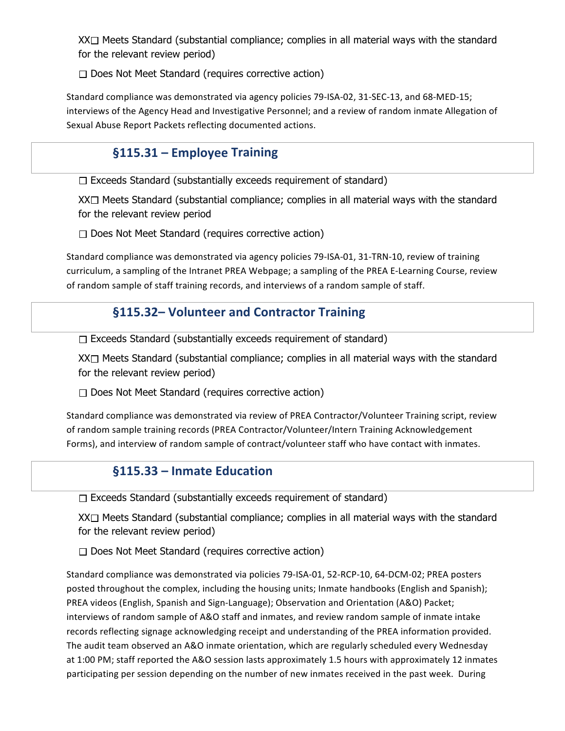XX☐ Meets Standard (substantial compliance; complies in all material ways with the standard for the relevant review period)

☐ Does Not Meet Standard (requires corrective action)

Standard compliance was demonstrated via agency policies 79-ISA-02, 31-SEC-13, and 68-MED-15; interviews of the Agency Head and Investigative Personnel; and a review of random inmate Allegation of Sexual Abuse Report Packets reflecting documented actions.

## §115.31 – Employee Training

☐ Exceeds Standard (substantially exceeds requirement of standard)

XX☐ Meets Standard (substantial compliance; complies in all material ways with the standard for the relevant review period

☐ Does Not Meet Standard (requires corrective action)

Standard compliance was demonstrated via agency policies 79-ISA-01, 31-TRN-10, review of training curriculum, a sampling of the Intranet PREA Webpage; a sampling of the PREA E-Learning Course, review of random sample of staff training records, and interviews of a random sample of staff.

## §115.32– Volunteer and Contractor Training

☐ Exceeds Standard (substantially exceeds requirement of standard)

XX☐ Meets Standard (substantial compliance; complies in all material ways with the standard for the relevant review period)

☐ Does Not Meet Standard (requires corrective action)

Standard compliance was demonstrated via review of PREA Contractor/Volunteer Training script, review of random sample training records (PREA Contractor/Volunteer/Intern Training Acknowledgement Forms), and interview of random sample of contract/volunteer staff who have contact with inmates.

## §115.33 – Inmate Education

☐ Exceeds Standard (substantially exceeds requirement of standard)

XX☐ Meets Standard (substantial compliance; complies in all material ways with the standard for the relevant review period)

☐ Does Not Meet Standard (requires corrective action)

Standard compliance was demonstrated via policies 79-ISA-01, 52-RCP-10, 64-DCM-02; PREA posters posted throughout the complex, including the housing units; Inmate handbooks (English and Spanish); PREA videos (English, Spanish and Sign-Language); Observation and Orientation (A&O) Packet; interviews of random sample of A&O staff and inmates, and review random sample of inmate intake records reflecting signage acknowledging receipt and understanding of the PREA information provided. The audit team observed an A&O inmate orientation, which are regularly scheduled every Wednesday at 1:00 PM; staff reported the A&O session lasts approximately 1.5 hours with approximately 12 inmates participating per session depending on the number of new inmates received in the past week. During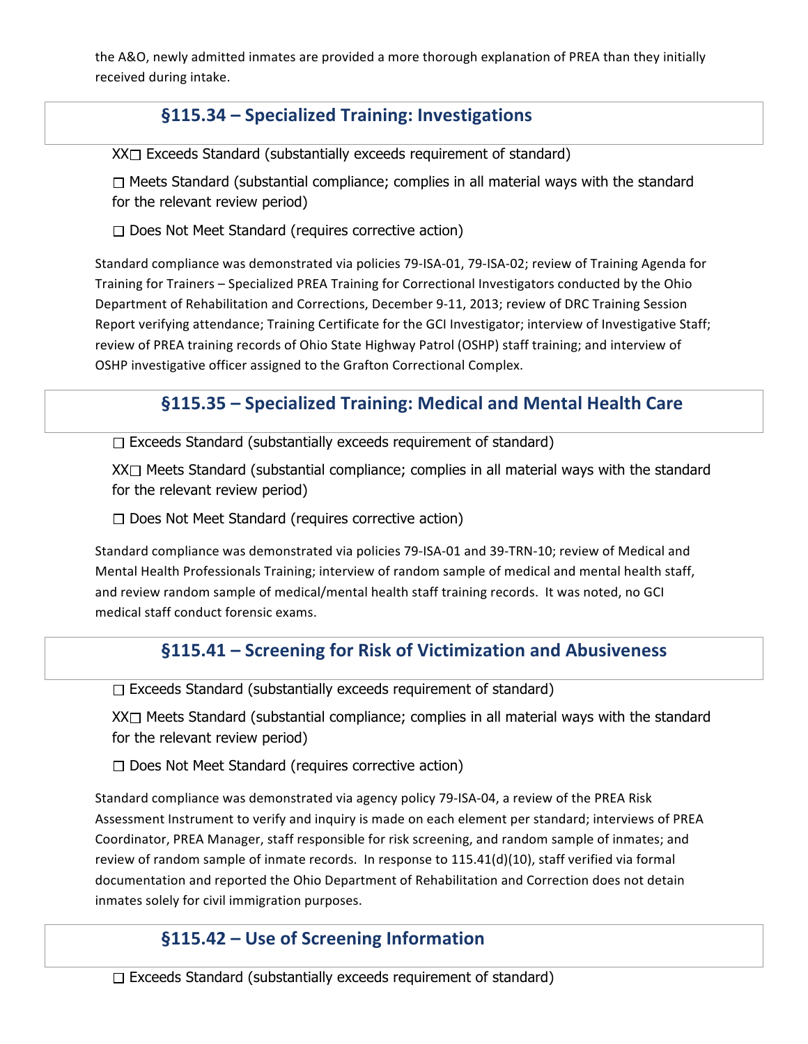the A&O, newly admitted inmates are provided a more thorough explanation of PREA than they initially received during intake.

## §115.34 – Specialized Training: Investigations

XX☐ Exceeds Standard (substantially exceeds requirement of standard)

☐ Meets Standard (substantial compliance; complies in all material ways with the standard for the relevant review period)

☐ Does Not Meet Standard (requires corrective action)

Standard compliance was demonstrated via policies 79-ISA-01, 79-ISA-02; review of Training Agenda for Training for Trainers – Specialized PREA Training for Correctional Investigators conducted by the Ohio Department of Rehabilitation and Corrections, December 9-11, 2013; review of DRC Training Session Report verifying attendance; Training Certificate for the GCI Investigator; interview of Investigative Staff; review of PREA training records of Ohio State Highway Patrol (OSHP) staff training; and interview of OSHP investigative officer assigned to the Grafton Correctional Complex.

## §115.35 – Specialized Training: Medical and Mental Health Care

☐ Exceeds Standard (substantially exceeds requirement of standard)

XX☐ Meets Standard (substantial compliance; complies in all material ways with the standard for the relevant review period)

☐ Does Not Meet Standard (requires corrective action)

Standard compliance was demonstrated via policies 79-ISA-01 and 39-TRN-10; review of Medical and Mental Health Professionals Training; interview of random sample of medical and mental health staff, and review random sample of medical/mental health staff training records. It was noted, no GCI medical staff conduct forensic exams.

## §115.41 – Screening for Risk of Victimization and Abusiveness

☐ Exceeds Standard (substantially exceeds requirement of standard)

XX☐ Meets Standard (substantial compliance; complies in all material ways with the standard for the relevant review period)

☐ Does Not Meet Standard (requires corrective action)

Standard compliance was demonstrated via agency policy 79-ISA-04, a review of the PREA Risk Assessment Instrument to verify and inquiry is made on each element per standard; interviews of PREA Coordinator, PREA Manager, staff responsible for risk screening, and random sample of inmates; and review of random sample of inmate records. In response to 115.41(d)(10), staff verified via formal documentation and reported the Ohio Department of Rehabilitation and Correction does not detain inmates solely for civil immigration purposes.

## §115.42 – Use of Screening Information

☐ Exceeds Standard (substantially exceeds requirement of standard)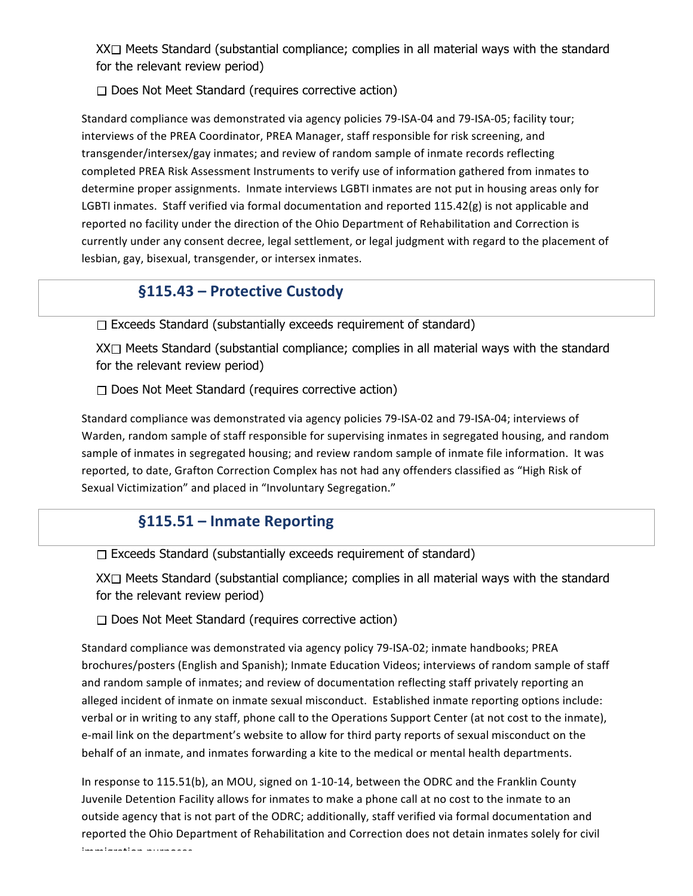XX☐ Meets Standard (substantial compliance; complies in all material ways with the standard for the relevant review period)

☐ Does Not Meet Standard (requires corrective action)

Standard compliance was demonstrated via agency policies 79-ISA-04 and 79-ISA-05; facility tour; interviews of the PREA Coordinator, PREA Manager, staff responsible for risk screening, and transgender/intersex/gay inmates; and review of random sample of inmate records reflecting completed PREA Risk Assessment Instruments to verify use of information gathered from inmates to determine proper assignments. Inmate interviews LGBTI inmates are not put in housing areas only for LGBTI inmates. Staff verified via formal documentation and reported 115.42(g) is not applicable and reported no facility under the direction of the Ohio Department of Rehabilitation and Correction is currently under any consent decree, legal settlement, or legal judgment with regard to the placement of lesbian, gay, bisexual, transgender, or intersex inmates.

## §115.43 – Protective Custody

☐ Exceeds Standard (substantially exceeds requirement of standard)

XX☐ Meets Standard (substantial compliance; complies in all material ways with the standard for the relevant review period)

☐ Does Not Meet Standard (requires corrective action)

Standard compliance was demonstrated via agency policies 79-ISA-02 and 79-ISA-04; interviews of Warden, random sample of staff responsible for supervising inmates in segregated housing, and random sample of inmates in segregated housing; and review random sample of inmate file information. It was reported, to date, Grafton Correction Complex has not had any offenders classified as "High Risk of Sexual Victimization" and placed in "Involuntary Segregation."

## §115.51 – Inmate Reporting

☐ Exceeds Standard (substantially exceeds requirement of standard)

XX☐ Meets Standard (substantial compliance; complies in all material ways with the standard for the relevant review period)

☐ Does Not Meet Standard (requires corrective action)

Standard compliance was demonstrated via agency policy 79-ISA-02; inmate handbooks; PREA brochures/posters (English and Spanish); Inmate Education Videos; interviews of random sample of staff and random sample of inmates; and review of documentation reflecting staff privately reporting an alleged incident of inmate on inmate sexual misconduct. Established inmate reporting options include: verbal or in writing to any staff, phone call to the Operations Support Center (at not cost to the inmate), e-mail link on the department's website to allow for third party reports of sexual misconduct on the behalf of an inmate, and inmates forwarding a kite to the medical or mental health departments.

In response to 115.51(b), an MOU, signed on 1-10-14, between the ODRC and the Franklin County Juvenile Detention Facility allows for inmates to make a phone call at no cost to the inmate to an outside agency that is not part of the ODRC; additionally, staff verified via formal documentation and reported the Ohio Department of Rehabilitation and Correction does not detain inmates solely for civil immigration purposes.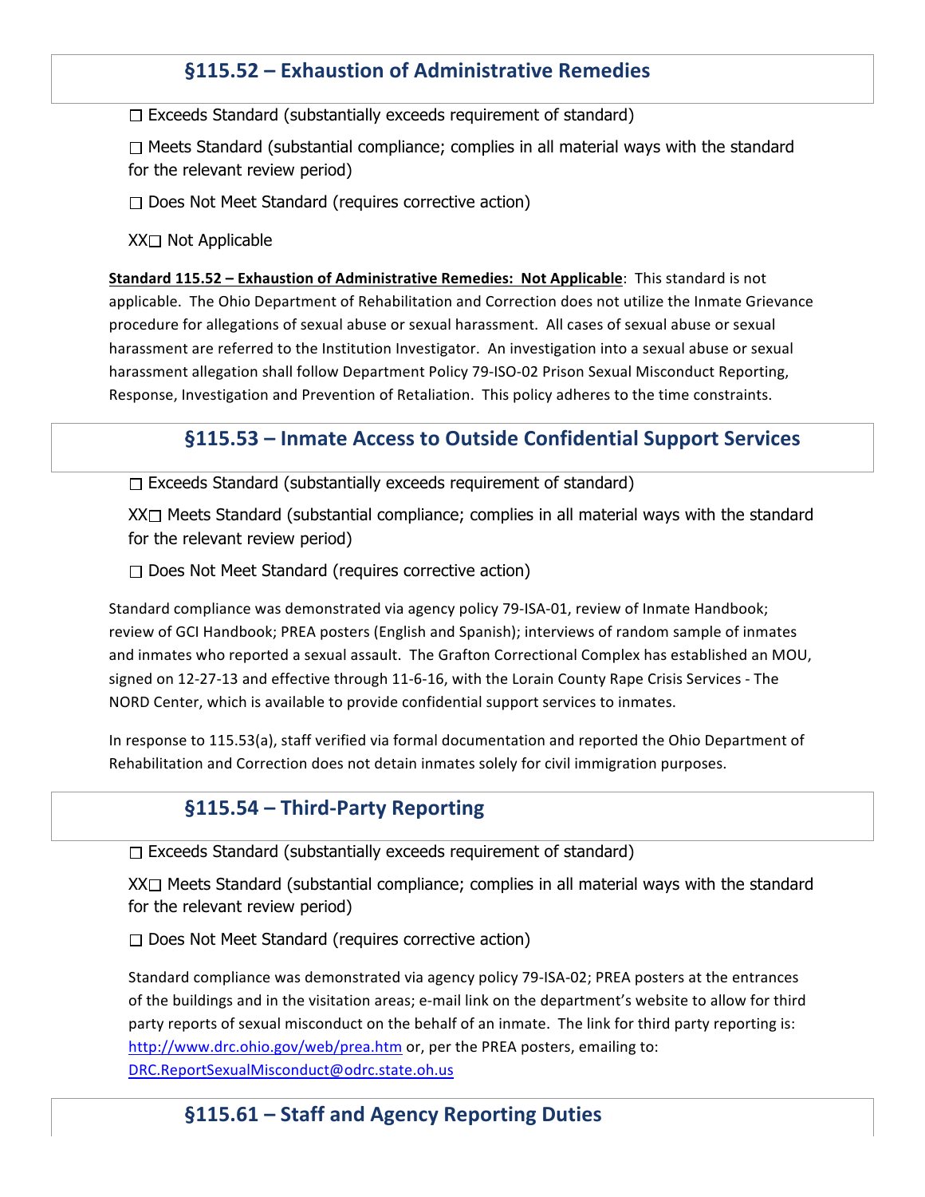## §115.52 – Exhaustion of Administrative Remedies

☐ Exceeds Standard (substantially exceeds requirement of standard)

☐ Meets Standard (substantial compliance; complies in all material ways with the standard for the relevant review period)

☐ Does Not Meet Standard (requires corrective action)

XX☐ Not Applicable

**Standard 115.52 – Exhaustion of Administrative Remedies: Not Applicable**: This standard is not applicable. The Ohio Department of Rehabilitation and Correction does not utilize the Inmate Grievance procedure for allegations of sexual abuse or sexual harassment. All cases of sexual abuse or sexual harassment are referred to the Institution Investigator. An investigation into a sexual abuse or sexual harassment allegation shall follow Department Policy 79-ISO-02 Prison Sexual Misconduct Reporting, Response, Investigation and Prevention of Retaliation. This policy adheres to the time constraints.

## §115.53 – Inmate Access to Outside Confidential Support Services

☐ Exceeds Standard (substantially exceeds requirement of standard)

XX☐ Meets Standard (substantial compliance; complies in all material ways with the standard for the relevant review period)

☐ Does Not Meet Standard (requires corrective action)

Standard compliance was demonstrated via agency policy 79-ISA-01, review of Inmate Handbook; review of GCI Handbook; PREA posters (English and Spanish); interviews of random sample of inmates and inmates who reported a sexual assault. The Grafton Correctional Complex has established an MOU, signed on 12-27-13 and effective through 11-6-16, with the Lorain County Rape Crisis Services - The NORD Center, which is available to provide confidential support services to inmates.

In response to 115.53(a), staff verified via formal documentation and reported the Ohio Department of Rehabilitation and Correction does not detain inmates solely for civil immigration purposes.

## §115.54 – Third-Party Reporting

☐ Exceeds Standard (substantially exceeds requirement of standard)

XX☐ Meets Standard (substantial compliance; complies in all material ways with the standard for the relevant review period)

☐ Does Not Meet Standard (requires corrective action)

Standard compliance was demonstrated via agency policy 79-ISA-02; PREA posters at the entrances of the buildings and in the visitation areas; e-mail link on the department's website to allow for third party reports of sexual misconduct on the behalf of an inmate. The link for third party reporting is: http://www.drc.ohio.gov/web/prea.htm or, per the PREA posters, emailing to: DRC.ReportSexualMisconduct@odrc.state.oh.us

## §115.61 – Staff and Agency Reporting Duties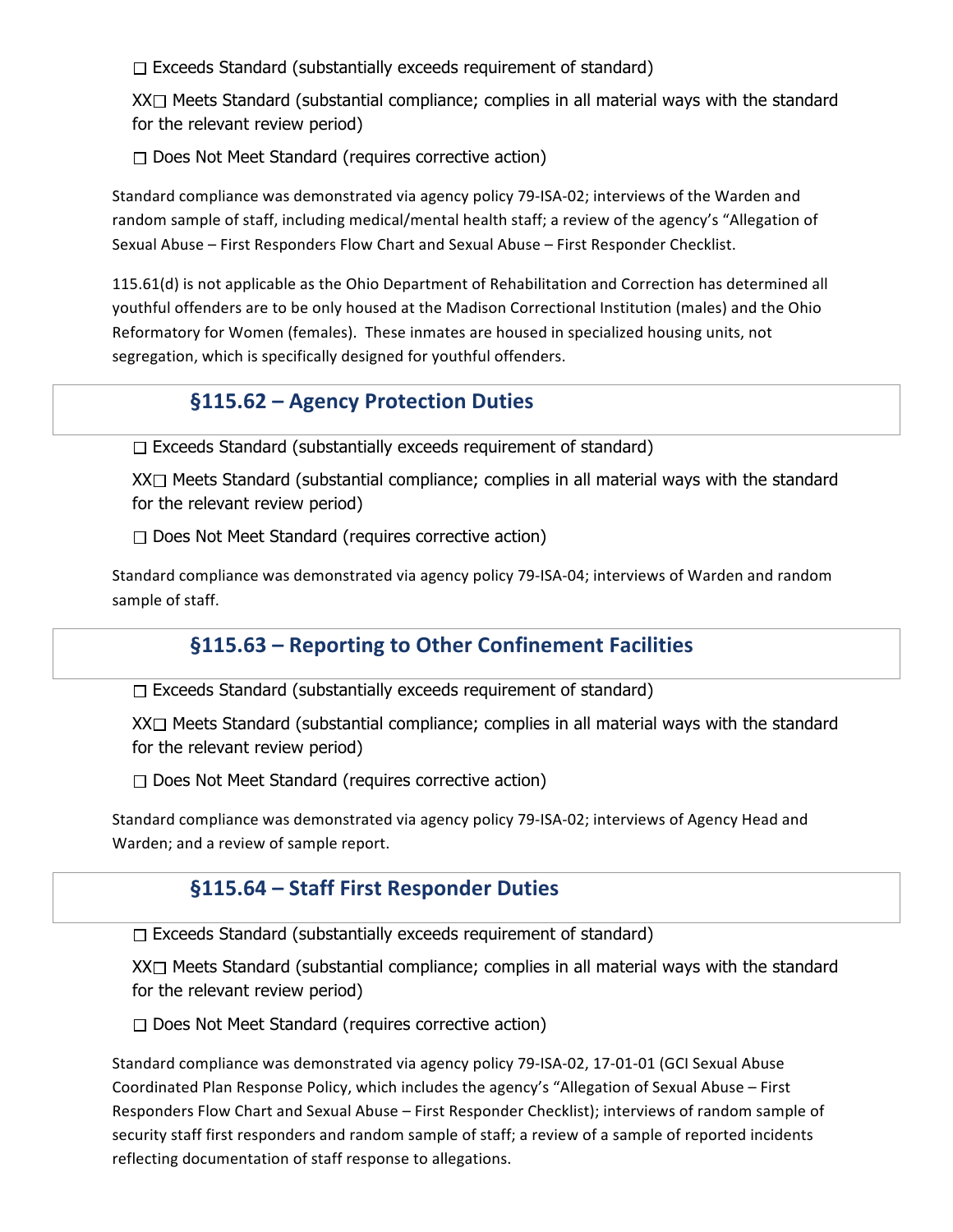☐ Exceeds Standard (substantially exceeds requirement of standard)

XX☐ Meets Standard (substantial compliance; complies in all material ways with the standard for the relevant review period)

☐ Does Not Meet Standard (requires corrective action)

Standard compliance was demonstrated via agency policy 79-ISA-02; interviews of the Warden and random sample of staff, including medical/mental health staff; a review of the agency's "Allegation of Sexual Abuse – First Responders Flow Chart and Sexual Abuse – First Responder Checklist.

115.61(d) is not applicable as the Ohio Department of Rehabilitation and Correction has determined all youthful offenders are to be only housed at the Madison Correctional Institution (males) and the Ohio Reformatory for Women (females). These inmates are housed in specialized housing units, not segregation, which is specifically designed for youthful offenders.

## §115.62 – Agency Protection Duties

☐ Exceeds Standard (substantially exceeds requirement of standard)

XX☐ Meets Standard (substantial compliance; complies in all material ways with the standard for the relevant review period)

☐ Does Not Meet Standard (requires corrective action)

Standard compliance was demonstrated via agency policy 79-ISA-04; interviews of Warden and random sample of staff.

## §115.63 – Reporting to Other Confinement Facilities

☐ Exceeds Standard (substantially exceeds requirement of standard)

XX☐ Meets Standard (substantial compliance; complies in all material ways with the standard for the relevant review period)

☐ Does Not Meet Standard (requires corrective action)

Standard compliance was demonstrated via agency policy 79-ISA-02; interviews of Agency Head and Warden; and a review of sample report.

## §115.64 – Staff First Responder Duties

☐ Exceeds Standard (substantially exceeds requirement of standard)

XX☐ Meets Standard (substantial compliance; complies in all material ways with the standard for the relevant review period)

☐ Does Not Meet Standard (requires corrective action)

Standard compliance was demonstrated via agency policy 79-ISA-02, 17-01-01 (GCI Sexual Abuse Coordinated Plan Response Policy, which includes the agency's "Allegation of Sexual Abuse – First Responders Flow Chart and Sexual Abuse – First Responder Checklist); interviews of random sample of security staff first responders and random sample of staff; a review of a sample of reported incidents reflecting documentation of staff response to allegations.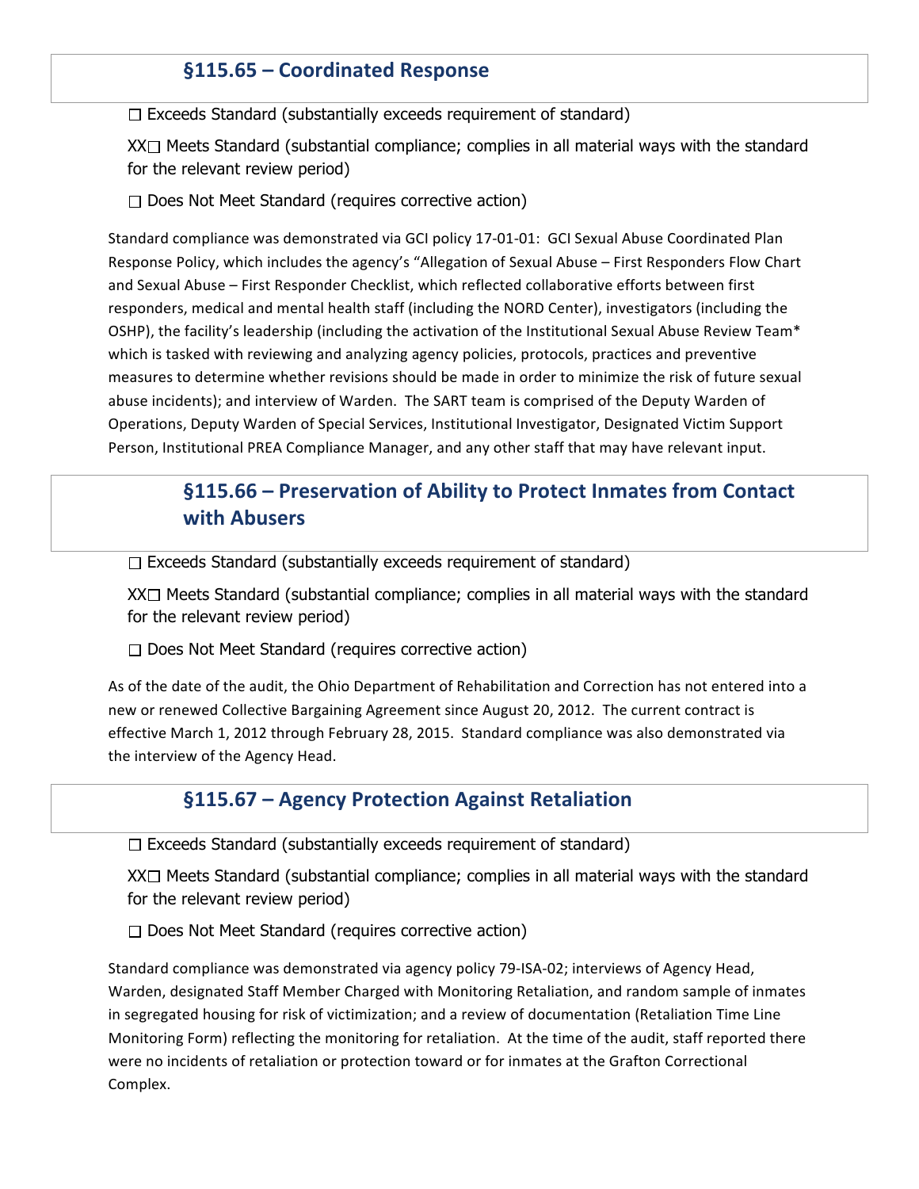## §115.65 – Coordinated Response

☐ Exceeds Standard (substantially exceeds requirement of standard)

XX☐ Meets Standard (substantial compliance; complies in all material ways with the standard for the relevant review period)

☐ Does Not Meet Standard (requires corrective action)

Standard compliance was demonstrated via GCI policy 17-01-01: GCI Sexual Abuse Coordinated Plan Response Policy, which includes the agency's "Allegation of Sexual Abuse – First Responders Flow Chart and Sexual Abuse – First Responder Checklist, which reflected collaborative efforts between first responders, medical and mental health staff (including the NORD Center), investigators (including the OSHP), the facility's leadership (including the activation of the Institutional Sexual Abuse Review Team* which is tasked with reviewing and analyzing agency policies, protocols, practices and preventive measures to determine whether revisions should be made in order to minimize the risk of future sexual abuse incidents); and interview of Warden. The SART team is comprised of the Deputy Warden of Operations, Deputy Warden of Special Services, Institutional Investigator, Designated Victim Support Person, Institutional PREA Compliance Manager, and any other staff that may have relevant input.

## §115.66 – Preservation of Ability to Protect Inmates from Contact with Abusers

☐ Exceeds Standard (substantially exceeds requirement of standard)

XX☐ Meets Standard (substantial compliance; complies in all material ways with the standard for the relevant review period)

☐ Does Not Meet Standard (requires corrective action)

As of the date of the audit, the Ohio Department of Rehabilitation and Correction has not entered into a new or renewed Collective Bargaining Agreement since August 20, 2012. The current contract is effective March 1, 2012 through February 28, 2015. Standard compliance was also demonstrated via the interview of the Agency Head.

## §115.67 – Agency Protection Against Retaliation

☐ Exceeds Standard (substantially exceeds requirement of standard)

XX☐ Meets Standard (substantial compliance; complies in all material ways with the standard for the relevant review period)

☐ Does Not Meet Standard (requires corrective action)

Standard compliance was demonstrated via agency policy 79-ISA-02; interviews of Agency Head, Warden, designated Staff Member Charged with Monitoring Retaliation, and random sample of inmates in segregated housing for risk of victimization; and a review of documentation (Retaliation Time Line Monitoring Form) reflecting the monitoring for retaliation. At the time of the audit, staff reported there were no incidents of retaliation or protection toward or for inmates at the Grafton Correctional Complex.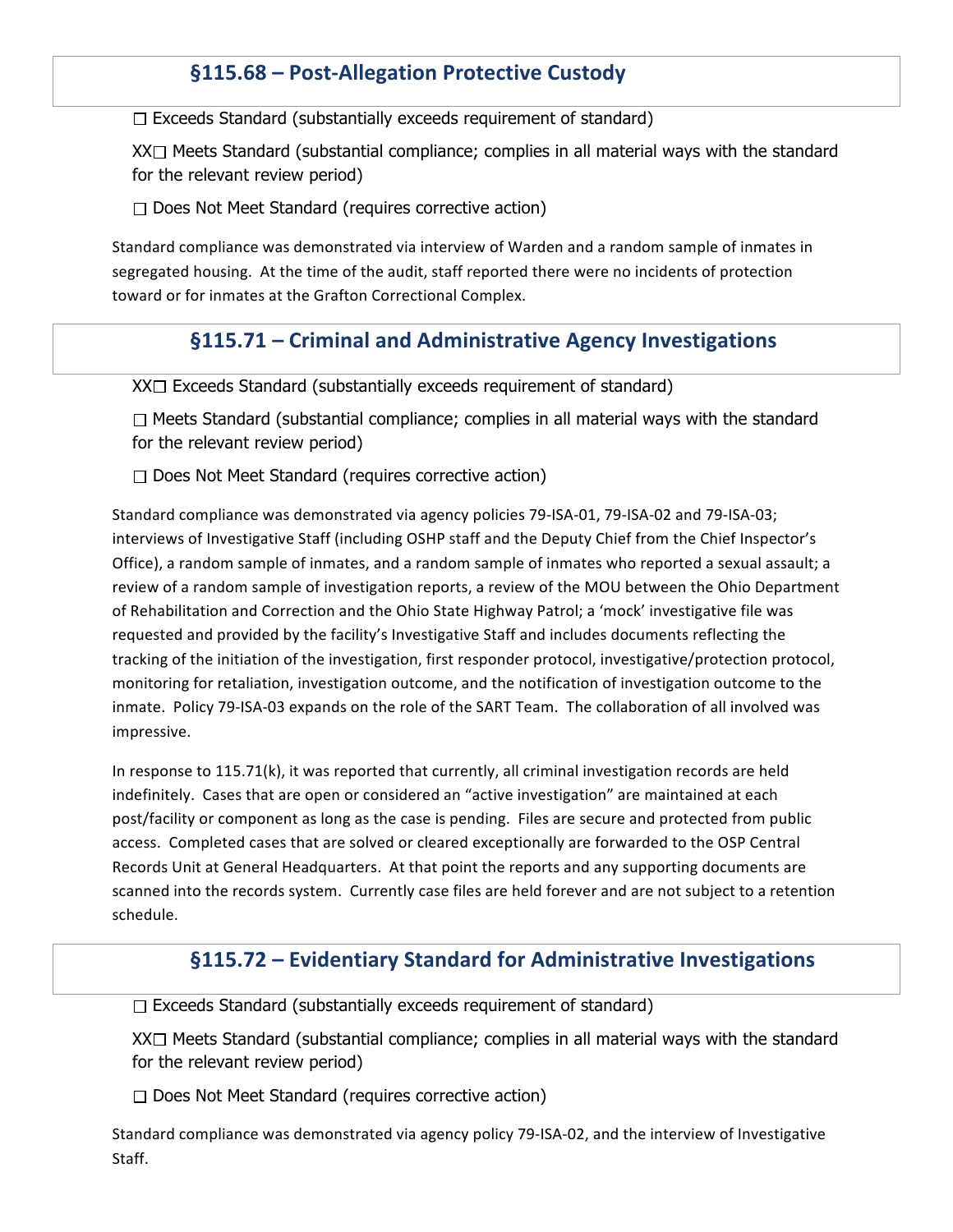## §115.68 – Post-Allegation Protective Custody

☐ Exceeds Standard (substantially exceeds requirement of standard)

XX☐ Meets Standard (substantial compliance; complies in all material ways with the standard for the relevant review period)

☐ Does Not Meet Standard (requires corrective action)

Standard compliance was demonstrated via interview of Warden and a random sample of inmates in segregated housing. At the time of the audit, staff reported there were no incidents of protection toward or for inmates at the Grafton Correctional Complex.

## §115.71 – Criminal and Administrative Agency Investigations

XX☐ Exceeds Standard (substantially exceeds requirement of standard)

☐ Meets Standard (substantial compliance; complies in all material ways with the standard for the relevant review period)

☐ Does Not Meet Standard (requires corrective action)

Standard compliance was demonstrated via agency policies 79-ISA-01, 79-ISA-02 and 79-ISA-03; interviews of Investigative Staff (including OSHP staff and the Deputy Chief from the Chief Inspector's Office), a random sample of inmates, and a random sample of inmates who reported a sexual assault; a review of a random sample of investigation reports, a review of the MOU between the Ohio Department of Rehabilitation and Correction and the Ohio State Highway Patrol; a 'mock' investigative file was requested and provided by the facility's Investigative Staff and includes documents reflecting the tracking of the initiation of the investigation, first responder protocol, investigative/protection protocol, monitoring for retaliation, investigation outcome, and the notification of investigation outcome to the inmate. Policy 79-ISA-03 expands on the role of the SART Team. The collaboration of all involved was impressive.

In response to 115.71(k), it was reported that currently, all criminal investigation records are held indefinitely. Cases that are open or considered an "active investigation" are maintained at each post/facility or component as long as the case is pending. Files are secure and protected from public access. Completed cases that are solved or cleared exceptionally are forwarded to the OSP Central Records Unit at General Headquarters. At that point the reports and any supporting documents are scanned into the records system. Currently case files are held forever and are not subject to a retention schedule.

## §115.72 – Evidentiary Standard for Administrative Investigations

☐ Exceeds Standard (substantially exceeds requirement of standard)

XX☐ Meets Standard (substantial compliance; complies in all material ways with the standard for the relevant review period)

☐ Does Not Meet Standard (requires corrective action)

Standard compliance was demonstrated via agency policy 79-ISA-02, and the interview of Investigative Staff.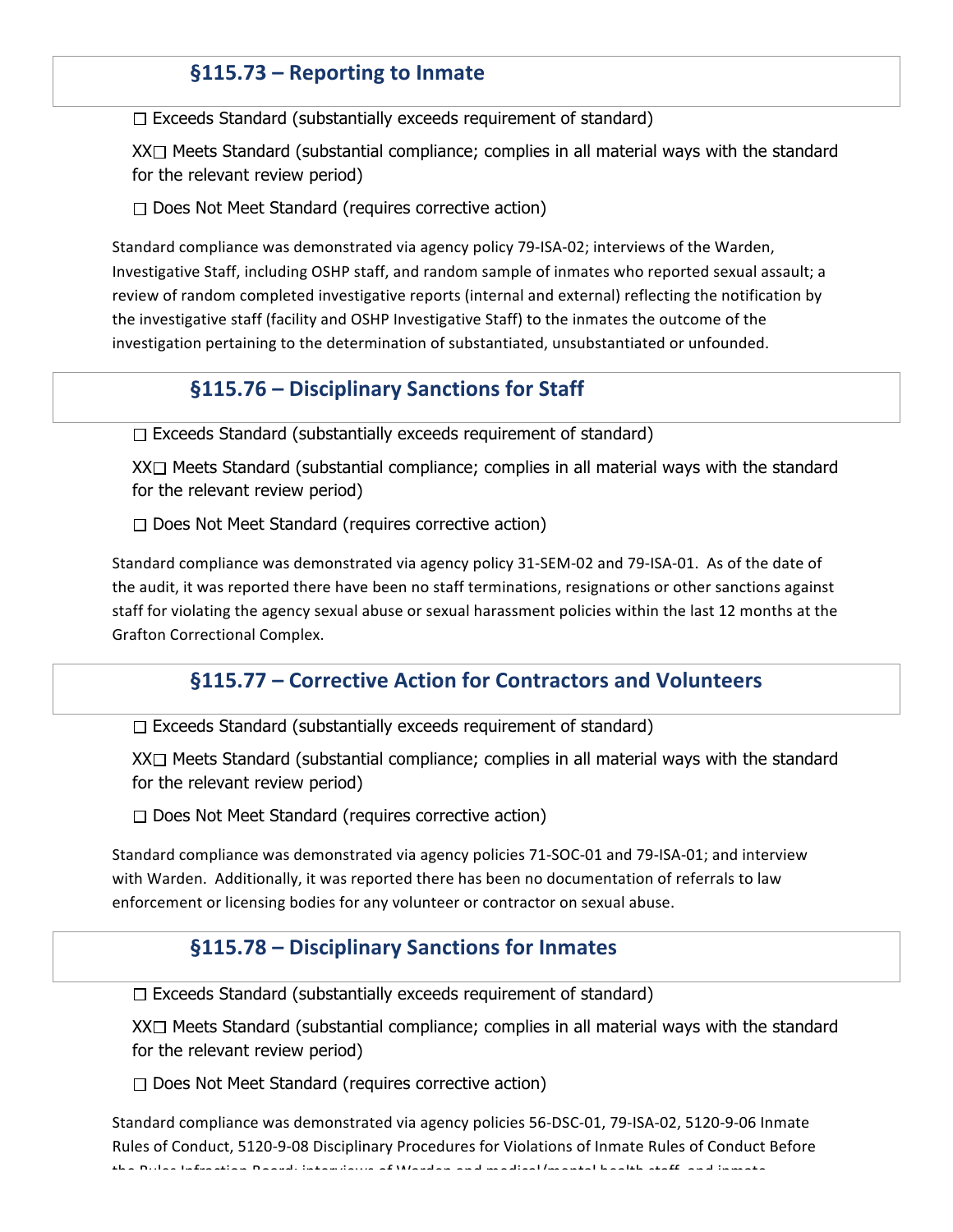## §115.73 – Reporting to Inmate

☐ Exceeds Standard (substantially exceeds requirement of standard)

XX☐ Meets Standard (substantial compliance; complies in all material ways with the standard for the relevant review period)

☐ Does Not Meet Standard (requires corrective action)

Standard compliance was demonstrated via agency policy 79-ISA-02; interviews of the Warden, Investigative Staff, including OSHP staff, and random sample of inmates who reported sexual assault; a review of random completed investigative reports (internal and external) reflecting the notification by the investigative staff (facility and OSHP Investigative Staff) to the inmates the outcome of the investigation pertaining to the determination of substantiated, unsubstantiated or unfounded.

## §115.76 – Disciplinary Sanctions for Staff

☐ Exceeds Standard (substantially exceeds requirement of standard)

XX☐ Meets Standard (substantial compliance; complies in all material ways with the standard for the relevant review period)

☐ Does Not Meet Standard (requires corrective action)

Standard compliance was demonstrated via agency policy 31-SEM-02 and 79-ISA-01. As of the date of the audit, it was reported there have been no staff terminations, resignations or other sanctions against staff for violating the agency sexual abuse or sexual harassment policies within the last 12 months at the Grafton Correctional Complex.

## §115.77 – Corrective Action for Contractors and Volunteers

☐ Exceeds Standard (substantially exceeds requirement of standard)

XX☐ Meets Standard (substantial compliance; complies in all material ways with the standard for the relevant review period)

☐ Does Not Meet Standard (requires corrective action)

Standard compliance was demonstrated via agency policies 71-SOC-01 and 79-ISA-01; and interview with Warden. Additionally, it was reported there has been no documentation of referrals to law enforcement or licensing bodies for any volunteer or contractor on sexual abuse.

## §115.78 – Disciplinary Sanctions for Inmates

☐ Exceeds Standard (substantially exceeds requirement of standard)

XX☐ Meets Standard (substantial compliance; complies in all material ways with the standard for the relevant review period)

☐ Does Not Meet Standard (requires corrective action)

Standard compliance was demonstrated via agency policies 56-DSC-01, 79-ISA-02, 5120-9-06 Inmate Rules of Conduct, 5120-9-08 Disciplinary Procedures for Violations of Inmate Rules of Conduct Before the Rules Infraction Board; interviews of Warden and medical/mental health staff, and inmate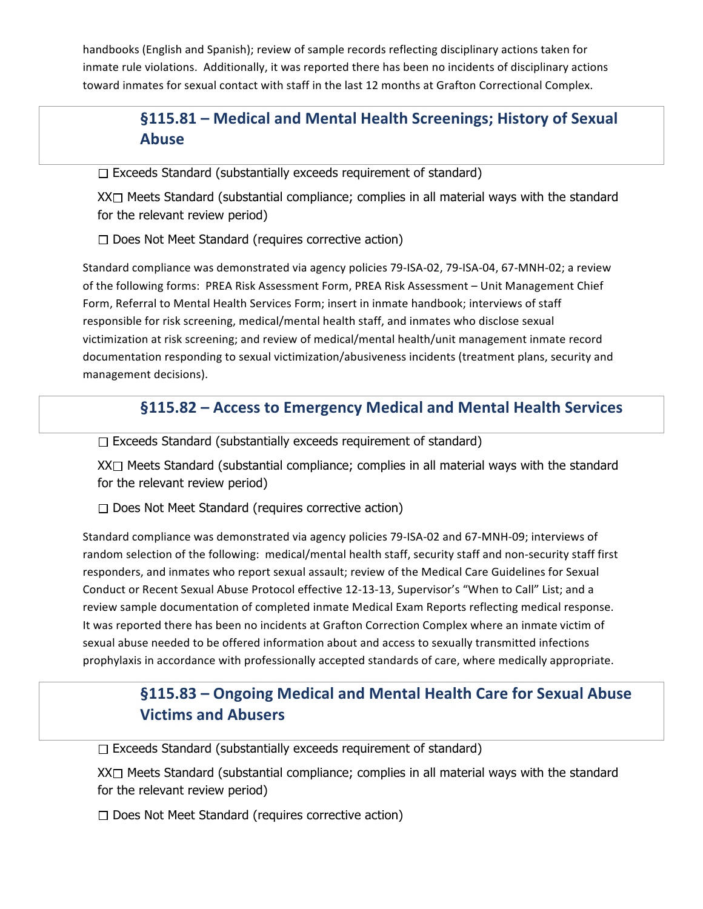handbooks (English and Spanish); review of sample records reflecting disciplinary actions taken for inmate rule violations. Additionally, it was reported there has been no incidents of disciplinary actions toward inmates for sexual contact with staff in the last 12 months at Grafton Correctional Complex.

## §115.81 – Medical and Mental Health Screenings; History of Sexual Abuse

☐ Exceeds Standard (substantially exceeds requirement of standard)

XX☐ Meets Standard (substantial compliance; complies in all material ways with the standard for the relevant review period)

☐ Does Not Meet Standard (requires corrective action)

Standard compliance was demonstrated via agency policies 79-ISA-02, 79-ISA-04, 67-MNH-02; a review of the following forms: PREA Risk Assessment Form, PREA Risk Assessment – Unit Management Chief Form, Referral to Mental Health Services Form; insert in inmate handbook; interviews of staff responsible for risk screening, medical/mental health staff, and inmates who disclose sexual victimization at risk screening; and review of medical/mental health/unit management inmate record documentation responding to sexual victimization/abusiveness incidents (treatment plans, security and management decisions).

## §115.82 – Access to Emergency Medical and Mental Health Services

☐ Exceeds Standard (substantially exceeds requirement of standard)

XX☐ Meets Standard (substantial compliance; complies in all material ways with the standard for the relevant review period)

☐ Does Not Meet Standard (requires corrective action)

Standard compliance was demonstrated via agency policies 79-ISA-02 and 67-MNH-09; interviews of random selection of the following: medical/mental health staff, security staff and non-security staff first responders, and inmates who report sexual assault; review of the Medical Care Guidelines for Sexual Conduct or Recent Sexual Abuse Protocol effective 12-13-13, Supervisor's "When to Call" List; and a review sample documentation of completed inmate Medical Exam Reports reflecting medical response. It was reported there has been no incidents at Grafton Correction Complex where an inmate victim of sexual abuse needed to be offered information about and access to sexually transmitted infections prophylaxis in accordance with professionally accepted standards of care, where medically appropriate.

## §115.83 – Ongoing Medical and Mental Health Care for Sexual Abuse Victims and Abusers

☐ Exceeds Standard (substantially exceeds requirement of standard)

XX☐ Meets Standard (substantial compliance; complies in all material ways with the standard for the relevant review period)

☐ Does Not Meet Standard (requires corrective action)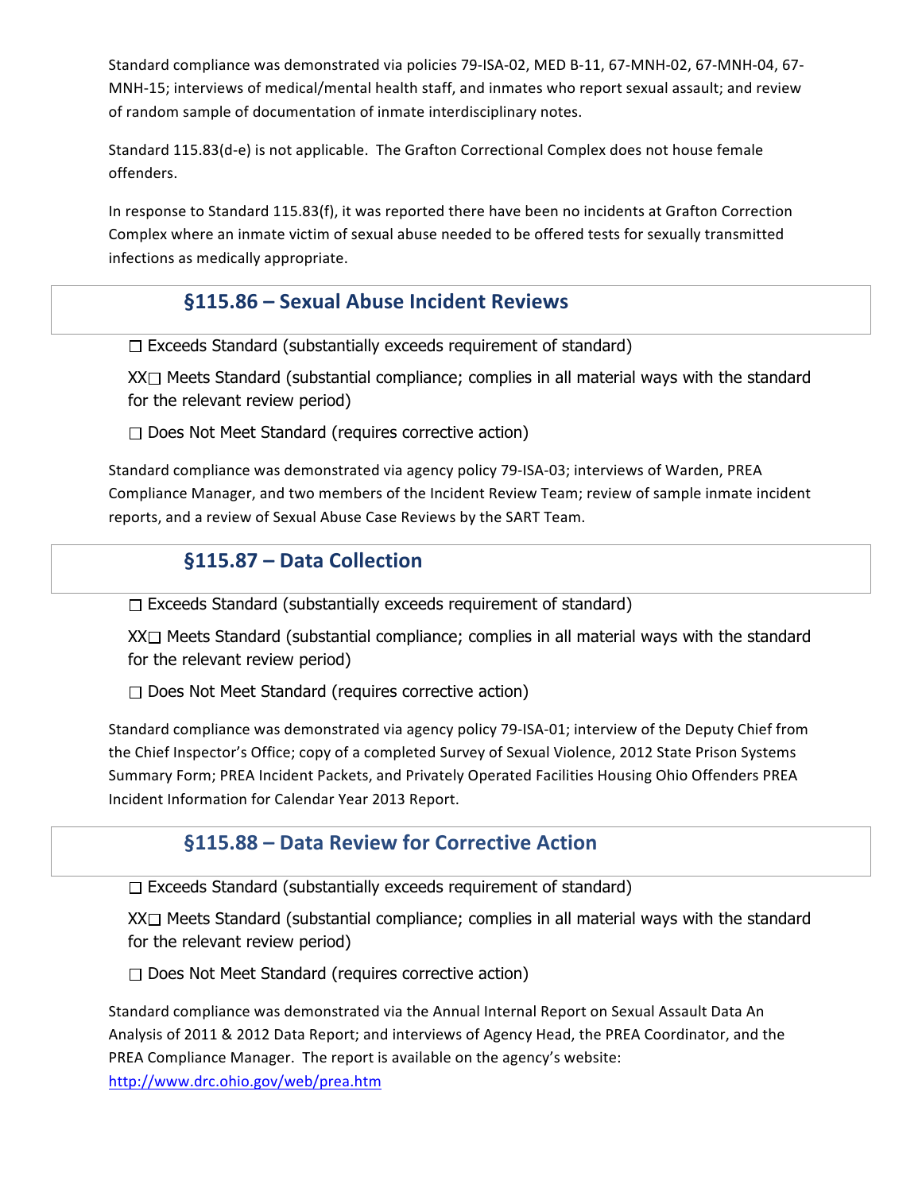Standard compliance was demonstrated via policies 79-ISA-02, MED B-11, 67-MNH-02, 67-MNH-04, 67-MNH-15; interviews of medical/mental health staff, and inmates who report sexual assault; and review of random sample of documentation of inmate interdisciplinary notes.

Standard 115.83(d-e) is not applicable. The Grafton Correctional Complex does not house female offenders.

In response to Standard 115.83(f), it was reported there have been no incidents at Grafton Correction Complex where an inmate victim of sexual abuse needed to be offered tests for sexually transmitted infections as medically appropriate.

## §115.86 – Sexual Abuse Incident Reviews

☐ Exceeds Standard (substantially exceeds requirement of standard)

XX☐ Meets Standard (substantial compliance; complies in all material ways with the standard for the relevant review period)

☐ Does Not Meet Standard (requires corrective action)

Standard compliance was demonstrated via agency policy 79-ISA-03; interviews of Warden, PREA Compliance Manager, and two members of the Incident Review Team; review of sample inmate incident reports, and a review of Sexual Abuse Case Reviews by the SART Team.

## §115.87 – Data Collection

☐ Exceeds Standard (substantially exceeds requirement of standard)

XX☐ Meets Standard (substantial compliance; complies in all material ways with the standard for the relevant review period)

☐ Does Not Meet Standard (requires corrective action)

Standard compliance was demonstrated via agency policy 79-ISA-01; interview of the Deputy Chief from the Chief Inspector's Office; copy of a completed Survey of Sexual Violence, 2012 State Prison Systems Summary Form; PREA Incident Packets, and Privately Operated Facilities Housing Ohio Offenders PREA Incident Information for Calendar Year 2013 Report.

## §115.88 – Data Review for Corrective Action

☐ Exceeds Standard (substantially exceeds requirement of standard)

XX☐ Meets Standard (substantial compliance; complies in all material ways with the standard for the relevant review period)

☐ Does Not Meet Standard (requires corrective action)

Standard compliance was demonstrated via the Annual Internal Report on Sexual Assault Data An Analysis of 2011 & 2012 Data Report; and interviews of Agency Head, the PREA Coordinator, and the PREA Compliance Manager. The report is available on the agency's website: http://www.drc.ohio.gov/web/prea.htm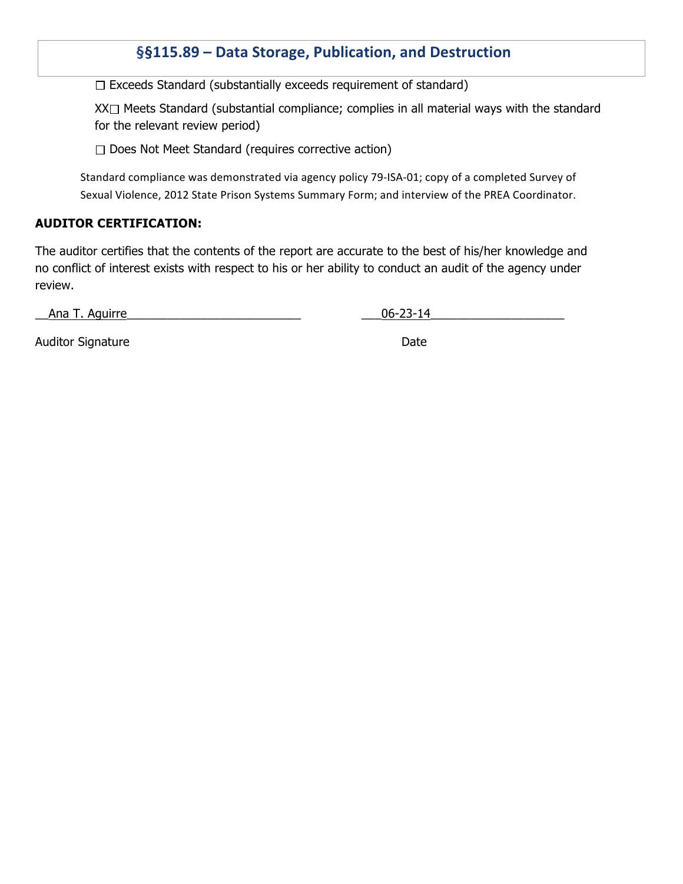## §§115.89 – Data Storage, Publication, and Destruction

☐ Exceeds Standard (substantially exceeds requirement of standard)

XX☐ Meets Standard (substantial compliance; complies in all material ways with the standard for the relevant review period)

☐ Does Not Meet Standard (requires corrective action)

Standard compliance was demonstrated via agency policy 79-ISA-01; copy of a completed Survey of Sexual Violence, 2012 State Prison Systems Summary Form; and interview of the PREA Coordinator.

**AUDITOR CERTIFICATION:**

The auditor certifies that the contents of the report are accurate to the best of his/her knowledge and no conflict of interest exists with respect to his or her ability to conduct an audit of the agency under review.

__Ana T. Aguirre__________________________ ___06-23-14____________________

Auditor Signature Date